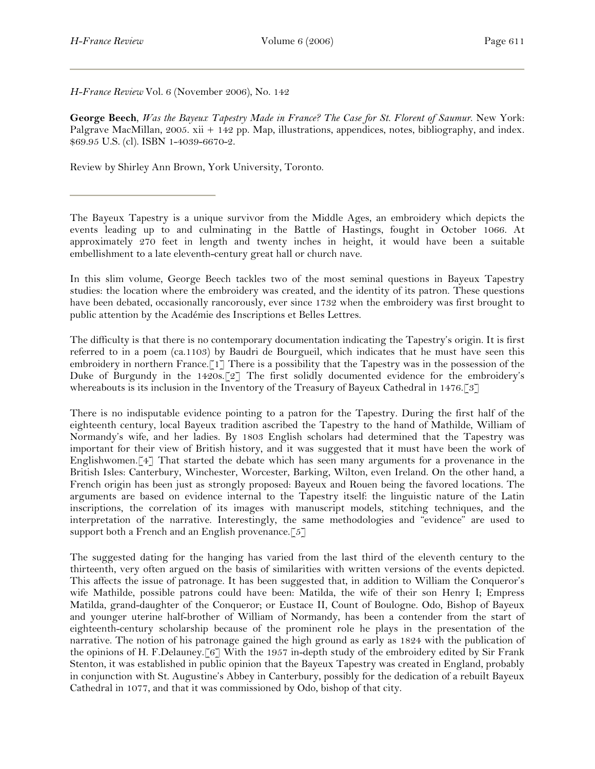*H-France Review* Vol. 6 (November 2006), No. 142

**George Beech**, *Was the Bayeux Tapestry Made in France? The Case for St. Florent of Saumur.* New York: Palgrave MacMillan, 2005. xii + 142 pp. Map, illustrations, appendices, notes, bibliography, and index. $69.95 U.S. (cl). ISBN 1-4039-6670-2.

Review by Shirley Ann Brown, York University, Toronto.

---

The Bayeux Tapestry is a unique survivor from the Middle Ages, an embroidery which depicts the events leading up to and culminating in the Battle of Hastings, fought in October 1066. At approximately 270 feet in length and twenty inches in height, it would have been a suitable embellishment to a late eleventh-century great hall or church nave.

In this slim volume, George Beech tackles two of the most seminal questions in Bayeux Tapestry studies: the location where the embroidery was created, and the identity of its patron. These questions have been debated, occasionally rancorously, ever since 1732 when the embroidery was first brought to public attention by the Académie des Inscriptions et Belles Lettres.

The difficulty is that there is no contemporary documentation indicating the Tapestry's origin. It is first referred to in a poem (ca.1103) by Baudri de Bourgueil, which indicates that he must have seen this embroidery in northern France.[1] There is a possibility that the Tapestry was in the possession of the Duke of Burgundy in the 1420s.[2] The first solidly documented evidence for the embroidery's whereabouts is its inclusion in the Inventory of the Treasury of Bayeux Cathedral in 1476.[3]

There is no indisputable evidence pointing to a patron for the Tapestry. During the first half of the eighteenth century, local Bayeux tradition ascribed the Tapestry to the hand of Mathilde, William of Normandy's wife, and her ladies. By 1803 English scholars had determined that the Tapestry was important for their view of British history, and it was suggested that it must have been the work of Englishwomen.[4] That started the debate which has seen many arguments for a provenance in the British Isles: Canterbury, Winchester, Worcester, Barking, Wilton, even Ireland. On the other hand, a French origin has been just as strongly proposed: Bayeux and Rouen being the favored locations. The arguments are based on evidence internal to the Tapestry itself: the linguistic nature of the Latin inscriptions, the correlation of its images with manuscript models, stitching techniques, and the interpretation of the narrative. Interestingly, the same methodologies and "evidence" are used to support both a French and an English provenance.[5]

The suggested dating for the hanging has varied from the last third of the eleventh century to the thirteenth, very often argued on the basis of similarities with written versions of the events depicted. This affects the issue of patronage. It has been suggested that, in addition to William the Conqueror's wife Mathilde, possible patrons could have been: Matilda, the wife of their son Henry I; Empress Matilda, grand-daughter of the Conqueror; or Eustace II, Count of Boulogne. Odo, Bishop of Bayeux and younger uterine half-brother of William of Normandy, has been a contender from the start of eighteenth-century scholarship because of the prominent role he plays in the presentation of the narrative. The notion of his patronage gained the high ground as early as 1824 with the publication of the opinions of H. F.Delauney.[6] With the 1957 in-depth study of the embroidery edited by Sir Frank Stenton, it was established in public opinion that the Bayeux Tapestry was created in England, probably in conjunction with St. Augustine's Abbey in Canterbury, possibly for the dedication of a rebuilt Bayeux Cathedral in 1077, and that it was commissioned by Odo, bishop of that city.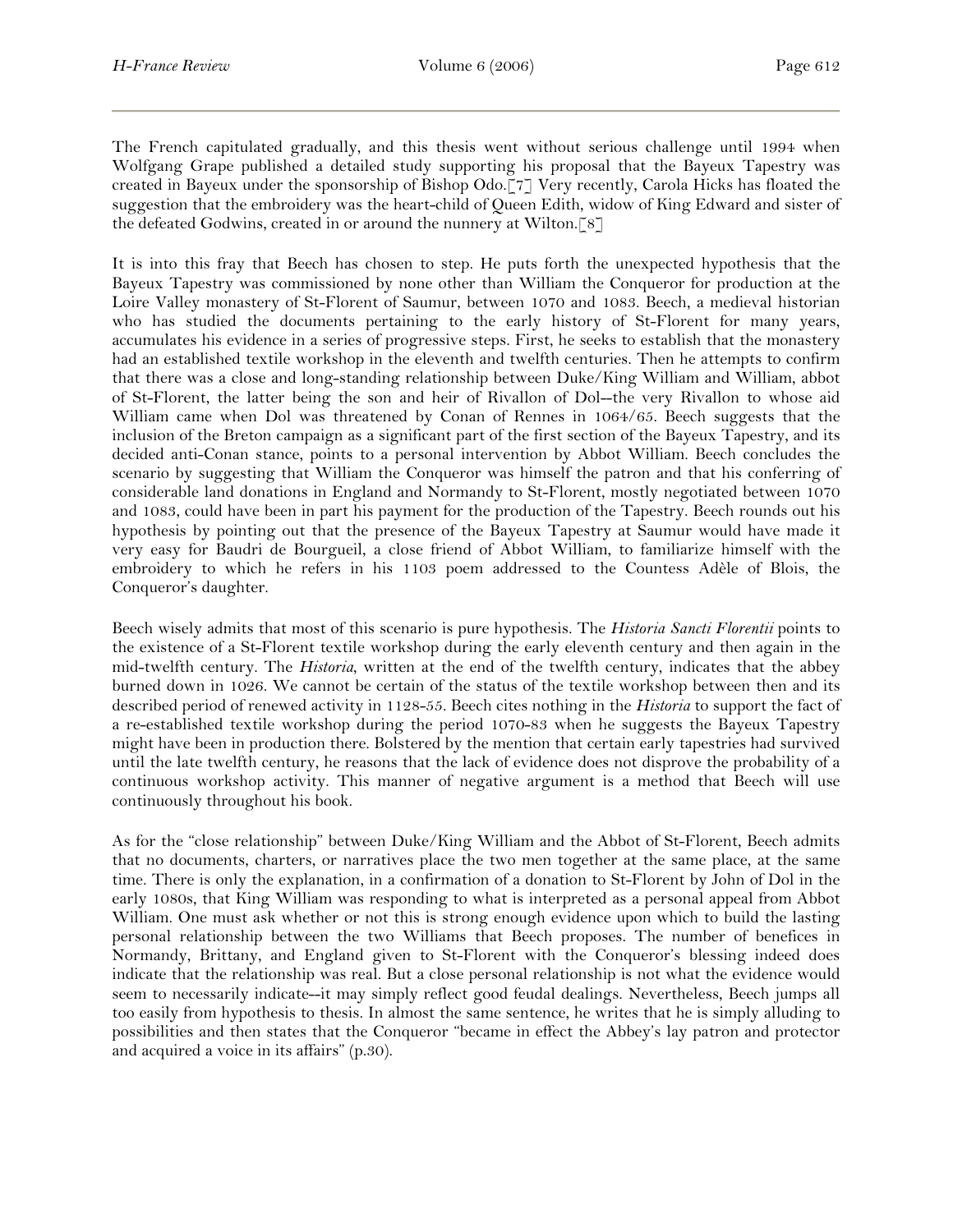The French capitulated gradually, and this thesis went without serious challenge until 1994 when Wolfgang Grape published a detailed study supporting his proposal that the Bayeux Tapestry was created in Bayeux under the sponsorship of Bishop Odo.[7] Very recently, Carola Hicks has floated the suggestion that the embroidery was the heart-child of Queen Edith, widow of King Edward and sister of the defeated Godwins, created in or around the nunnery at Wilton.[8]

It is into this fray that Beech has chosen to step. He puts forth the unexpected hypothesis that the Bayeux Tapestry was commissioned by none other than William the Conqueror for production at the Loire Valley monastery of St-Florent of Saumur, between 1070 and 1083. Beech, a medieval historian who has studied the documents pertaining to the early history of St-Florent for many years, accumulates his evidence in a series of progressive steps. First, he seeks to establish that the monastery had an established textile workshop in the eleventh and twelfth centuries. Then he attempts to confirm that there was a close and long-standing relationship between Duke/King William and William, abbot of St-Florent, the latter being the son and heir of Rivallon of Dol--the very Rivallon to whose aid William came when Dol was threatened by Conan of Rennes in 1064/65. Beech suggests that the inclusion of the Breton campaign as a significant part of the first section of the Bayeux Tapestry, and its decided anti-Conan stance, points to a personal intervention by Abbot William. Beech concludes the scenario by suggesting that William the Conqueror was himself the patron and that his conferring of considerable land donations in England and Normandy to St-Florent, mostly negotiated between 1070 and 1083, could have been in part his payment for the production of the Tapestry. Beech rounds out his hypothesis by pointing out that the presence of the Bayeux Tapestry at Saumur would have made it very easy for Baudri de Bourgueil, a close friend of Abbot William, to familiarize himself with the embroidery to which he refers in his 1103 poem addressed to the Countess Adèle of Blois, the Conqueror's daughter.

Beech wisely admits that most of this scenario is pure hypothesis. The *Historia Sancti Florentii* points to the existence of a St-Florent textile workshop during the early eleventh century and then again in the mid-twelfth century. The *Historia*, written at the end of the twelfth century, indicates that the abbey burned down in 1026. We cannot be certain of the status of the textile workshop between then and its described period of renewed activity in 1128-55. Beech cites nothing in the *Historia* to support the fact of a re-established textile workshop during the period 1070-83 when he suggests the Bayeux Tapestry might have been in production there. Bolstered by the mention that certain early tapestries had survived until the late twelfth century, he reasons that the lack of evidence does not disprove the probability of a continuous workshop activity. This manner of negative argument is a method that Beech will use continuously throughout his book.

As for the "close relationship" between Duke/King William and the Abbot of St-Florent, Beech admits that no documents, charters, or narratives place the two men together at the same place, at the same time. There is only the explanation, in a confirmation of a donation to St-Florent by John of Dol in the early 1080s, that King William was responding to what is interpreted as a personal appeal from Abbot William. One must ask whether or not this is strong enough evidence upon which to build the lasting personal relationship between the two Williams that Beech proposes. The number of benefices in Normandy, Brittany, and England given to St-Florent with the Conqueror's blessing indeed does indicate that the relationship was real. But a close personal relationship is not what the evidence would seem to necessarily indicate--it may simply reflect good feudal dealings. Nevertheless, Beech jumps all too easily from hypothesis to thesis. In almost the same sentence, he writes that he is simply alluding to possibilities and then states that the Conqueror "became in effect the Abbey's lay patron and protector and acquired a voice in its affairs" (p.30).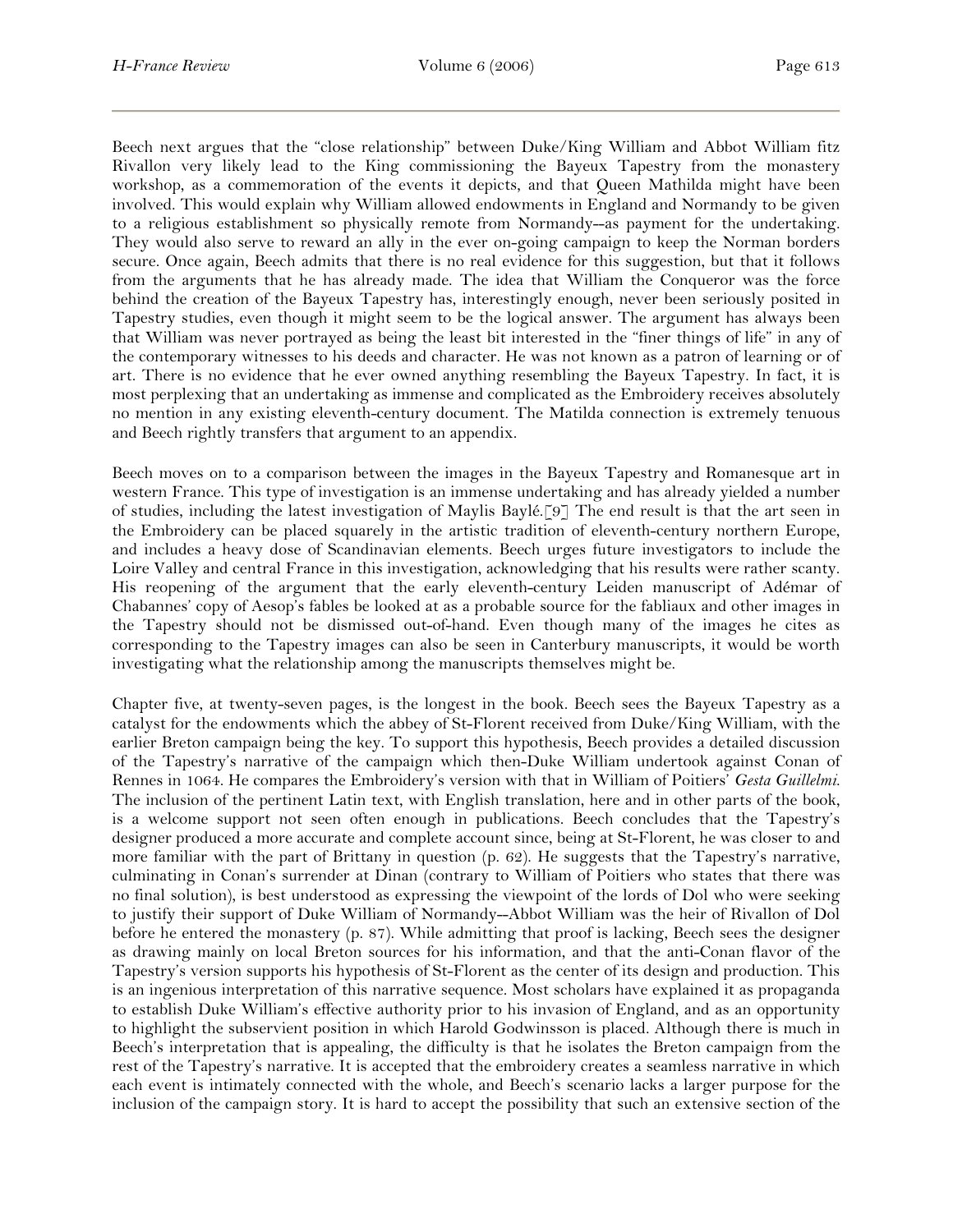Beech next argues that the "close relationship" between Duke/King William and Abbot William fitz Rivallon very likely lead to the King commissioning the Bayeux Tapestry from the monastery workshop, as a commemoration of the events it depicts, and that Queen Mathilda might have been involved. This would explain why William allowed endowments in England and Normandy to be given to a religious establishment so physically remote from Normandy--as payment for the undertaking. They would also serve to reward an ally in the ever on-going campaign to keep the Norman borders secure. Once again, Beech admits that there is no real evidence for this suggestion, but that it follows from the arguments that he has already made. The idea that William the Conqueror was the force behind the creation of the Bayeux Tapestry has, interestingly enough, never been seriously posited in Tapestry studies, even though it might seem to be the logical answer. The argument has always been that William was never portrayed as being the least bit interested in the "finer things of life" in any of the contemporary witnesses to his deeds and character. He was not known as a patron of learning or of art. There is no evidence that he ever owned anything resembling the Bayeux Tapestry. In fact, it is most perplexing that an undertaking as immense and complicated as the Embroidery receives absolutely no mention in any existing eleventh-century document. The Matilda connection is extremely tenuous and Beech rightly transfers that argument to an appendix.

Beech moves on to a comparison between the images in the Bayeux Tapestry and Romanesque art in western France. This type of investigation is an immense undertaking and has already yielded a number of studies, including the latest investigation of Maylis Baylé.[9] The end result is that the art seen in the Embroidery can be placed squarely in the artistic tradition of eleventh-century northern Europe, and includes a heavy dose of Scandinavian elements. Beech urges future investigators to include the Loire Valley and central France in this investigation, acknowledging that his results were rather scanty. His reopening of the argument that the early eleventh-century Leiden manuscript of Adémar of Chabannes' copy of Aesop's fables be looked at as a probable source for the fabliaux and other images in the Tapestry should not be dismissed out-of-hand. Even though many of the images he cites as corresponding to the Tapestry images can also be seen in Canterbury manuscripts, it would be worth investigating what the relationship among the manuscripts themselves might be.

Chapter five, at twenty-seven pages, is the longest in the book. Beech sees the Bayeux Tapestry as a catalyst for the endowments which the abbey of St-Florent received from Duke/King William, with the earlier Breton campaign being the key. To support this hypothesis, Beech provides a detailed discussion of the Tapestry's narrative of the campaign which then-Duke William undertook against Conan of Rennes in 1064. He compares the Embroidery's version with that in William of Poitiers' *Gesta Guillelmi*. The inclusion of the pertinent Latin text, with English translation, here and in other parts of the book, is a welcome support not seen often enough in publications. Beech concludes that the Tapestry's designer produced a more accurate and complete account since, being at St-Florent, he was closer to and more familiar with the part of Brittany in question (p. 62). He suggests that the Tapestry's narrative, culminating in Conan's surrender at Dinan (contrary to William of Poitiers who states that there was no final solution), is best understood as expressing the viewpoint of the lords of Dol who were seeking to justify their support of Duke William of Normandy--Abbot William was the heir of Rivallon of Dol before he entered the monastery (p. 87). While admitting that proof is lacking, Beech sees the designer as drawing mainly on local Breton sources for his information, and that the anti-Conan flavor of the Tapestry's version supports his hypothesis of St-Florent as the center of its design and production. This is an ingenious interpretation of this narrative sequence. Most scholars have explained it as propaganda to establish Duke William's effective authority prior to his invasion of England, and as an opportunity to highlight the subservient position in which Harold Godwinsson is placed. Although there is much in Beech's interpretation that is appealing, the difficulty is that he isolates the Breton campaign from the rest of the Tapestry's narrative. It is accepted that the embroidery creates a seamless narrative in which each event is intimately connected with the whole, and Beech's scenario lacks a larger purpose for the inclusion of the campaign story. It is hard to accept the possibility that such an extensive section of the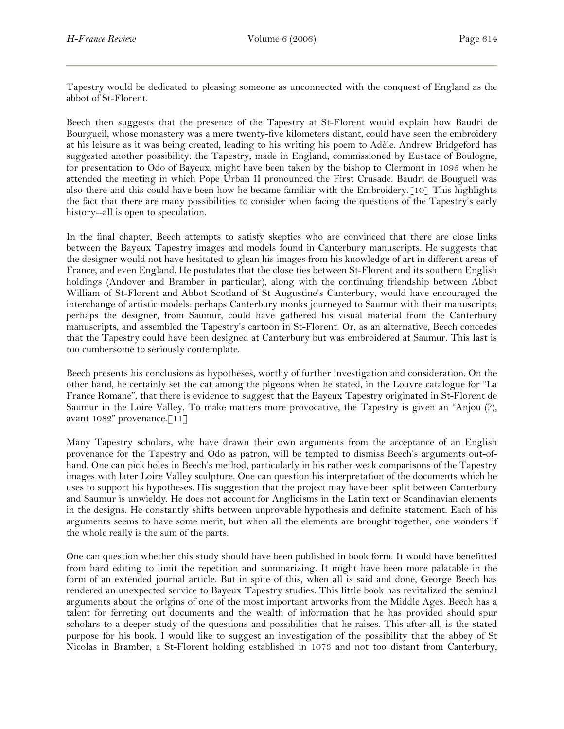Tapestry would be dedicated to pleasing someone as unconnected with the conquest of England as the abbot of St-Florent.

Beech then suggests that the presence of the Tapestry at St-Florent would explain how Baudri de Bourgueil, whose monastery was a mere twenty-five kilometers distant, could have seen the embroidery at his leisure as it was being created, leading to his writing his poem to Adèle. Andrew Bridgeford has suggested another possibility: the Tapestry, made in England, commissioned by Eustace of Boulogne, for presentation to Odo of Bayeux, might have been taken by the bishop to Clermont in 1095 when he attended the meeting in which Pope Urban II pronounced the First Crusade. Baudri de Bougueil was also there and this could have been how he became familiar with the Embroidery.[10] This highlights the fact that there are many possibilities to consider when facing the questions of the Tapestry's early history--all is open to speculation.

In the final chapter, Beech attempts to satisfy skeptics who are convinced that there are close links between the Bayeux Tapestry images and models found in Canterbury manuscripts. He suggests that the designer would not have hesitated to glean his images from his knowledge of art in different areas of France, and even England. He postulates that the close ties between St-Florent and its southern English holdings (Andover and Bramber in particular), along with the continuing friendship between Abbot William of St-Florent and Abbot Scotland of St Augustine's Canterbury, would have encouraged the interchange of artistic models: perhaps Canterbury monks journeyed to Saumur with their manuscripts; perhaps the designer, from Saumur, could have gathered his visual material from the Canterbury manuscripts, and assembled the Tapestry's cartoon in St-Florent. Or, as an alternative, Beech concedes that the Tapestry could have been designed at Canterbury but was embroidered at Saumur. This last is too cumbersome to seriously contemplate.

Beech presents his conclusions as hypotheses, worthy of further investigation and consideration. On the other hand, he certainly set the cat among the pigeons when he stated, in the Louvre catalogue for "La France Romane", that there is evidence to suggest that the Bayeux Tapestry originated in St-Florent de Saumur in the Loire Valley. To make matters more provocative, the Tapestry is given an "Anjou (?), avant 1082" provenance.[11]

Many Tapestry scholars, who have drawn their own arguments from the acceptance of an English provenance for the Tapestry and Odo as patron, will be tempted to dismiss Beech's arguments out-of-hand. One can pick holes in Beech's method, particularly in his rather weak comparisons of the Tapestry images with later Loire Valley sculpture. One can question his interpretation of the documents which he uses to support his hypotheses. His suggestion that the project may have been split between Canterbury and Saumur is unwieldy. He does not account for Anglicisms in the Latin text or Scandinavian elements in the designs. He constantly shifts between unprovable hypothesis and definite statement. Each of his arguments seems to have some merit, but when all the elements are brought together, one wonders if the whole really is the sum of the parts.

One can question whether this study should have been published in book form. It would have benefitted from hard editing to limit the repetition and summarizing. It might have been more palatable in the form of an extended journal article. But in spite of this, when all is said and done, George Beech has rendered an unexpected service to Bayeux Tapestry studies. This little book has revitalized the seminal arguments about the origins of one of the most important artworks from the Middle Ages. Beech has a talent for ferreting out documents and the wealth of information that he has provided should spur scholars to a deeper study of the questions and possibilities that he raises. This after all, is the stated purpose for his book. I would like to suggest an investigation of the possibility that the abbey of St Nicolas in Bramber, a St-Florent holding established in 1073 and not too distant from Canterbury,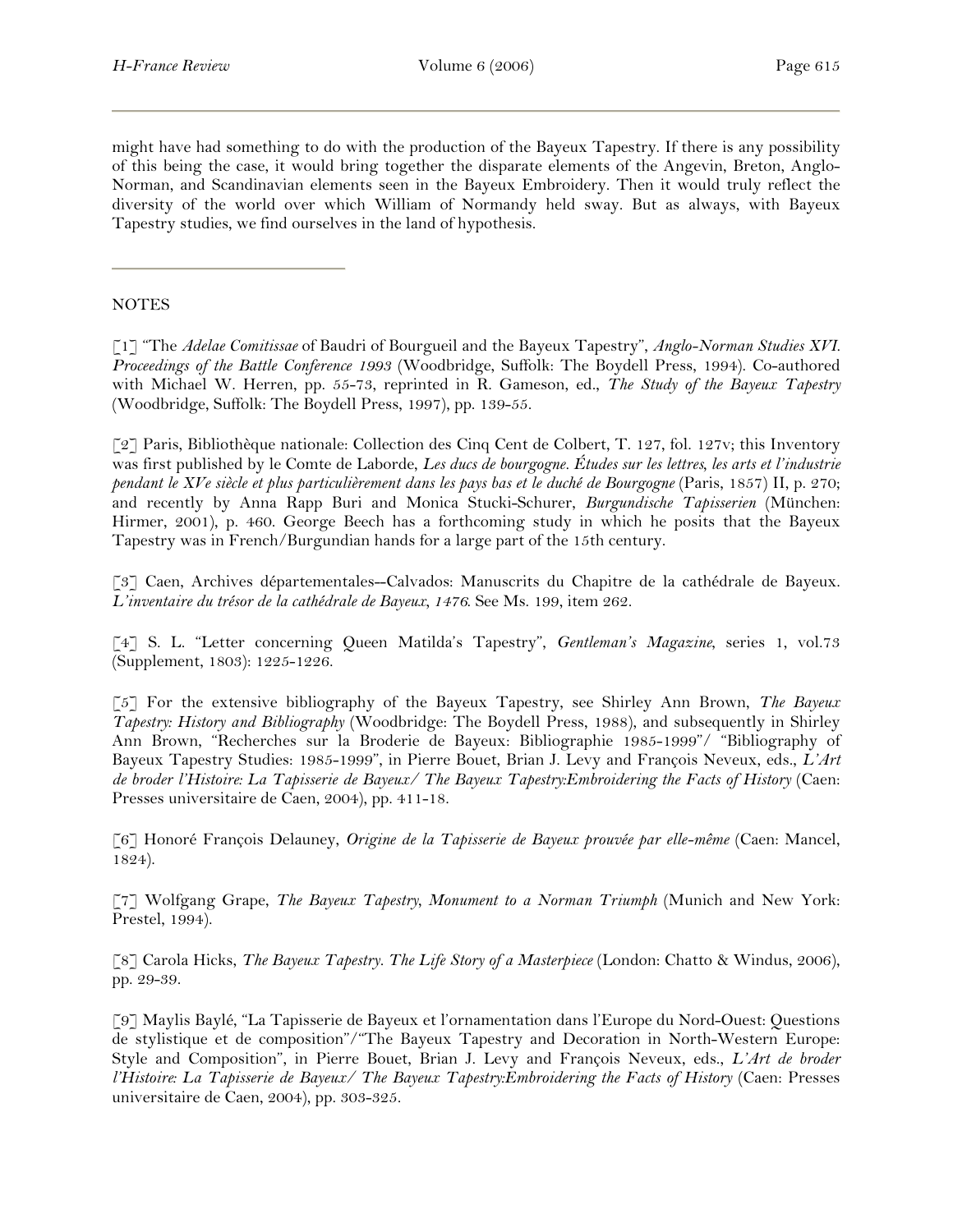might have had something to do with the production of the Bayeux Tapestry. If there is any possibility of this being the case, it would bring together the disparate elements of the Angevin, Breton, Anglo-Norman, and Scandinavian elements seen in the Bayeux Embroidery. Then it would truly reflect the diversity of the world over which William of Normandy held sway. But as always, with Bayeux Tapestry studies, we find ourselves in the land of hypothesis.

---

NOTES

[1] "The *Adelae Comitissae* of Baudri of Bourgueil and the Bayeux Tapestry", *Anglo-Norman Studies XVI. Proceedings of the Battle Conference 1993* (Woodbridge, Suffolk: The Boydell Press, 1994). Co-authored with Michael W. Herren, pp. 55-73, reprinted in R. Gameson, ed., *The Study of the Bayeux Tapestry* (Woodbridge, Suffolk: The Boydell Press, 1997), pp. 139-55.

[2] Paris, Bibliothèque nationale: Collection des Cinq Cent de Colbert, T. 127, fol. 127v; this Inventory was first published by le Comte de Laborde, *Les ducs de bourgogne. Études sur les lettres, les arts et l'industrie pendant le XVe siècle et plus particulièrement dans les pays bas et le duché de Bourgogne* (Paris, 1857) II, p. 270; and recently by Anna Rapp Buri and Monica Stucki-Schurer, *Burgundische Tapisserien* (München: Hirmer, 2001), p. 460. George Beech has a forthcoming study in which he posits that the Bayeux Tapestry was in French/Burgundian hands for a large part of the 15th century.

[3] Caen, Archives départementales--Calvados: Manuscrits du Chapitre de la cathédrale de Bayeux. *L'inventaire du trésor de la cathédrale de Bayeux, 1476*. See Ms. 199, item 262.

[4] S. L. "Letter concerning Queen Matilda's Tapestry", *Gentleman's Magazine*, series 1, vol.73 (Supplement, 1803): 1225-1226.

[5] For the extensive bibliography of the Bayeux Tapestry, see Shirley Ann Brown, *The Bayeux Tapestry: History and Bibliography* (Woodbridge: The Boydell Press, 1988), and subsequently in Shirley Ann Brown, "Recherches sur la Broderie de Bayeux: Bibliographie 1985-1999"/ "Bibliography of Bayeux Tapestry Studies: 1985-1999", in Pierre Bouet, Brian J. Levy and François Neveux, eds., *L'Art de broder l'Histoire: La Tapisserie de Bayeux/ The Bayeux Tapestry:Embroidering the Facts of History* (Caen: Presses universitaire de Caen, 2004), pp. 411-18.

[6] Honoré François Delauney, *Origine de la Tapisserie de Bayeux prouvée par elle-même* (Caen: Mancel, 1824).

[7] Wolfgang Grape, *The Bayeux Tapestry, Monument to a Norman Triumph* (Munich and New York: Prestel, 1994).

[8] Carola Hicks, *The Bayeux Tapestry. The Life Story of a Masterpiece* (London: Chatto & Windus, 2006), pp. 29-39.

[9] Maylis Baylé, "La Tapisserie de Bayeux et l'ornamentation dans l'Europe du Nord-Ouest: Questions de stylistique et de composition"/"The Bayeux Tapestry and Decoration in North-Western Europe: Style and Composition", in Pierre Bouet, Brian J. Levy and François Neveux, eds., *L'Art de broder l'Histoire: La Tapisserie de Bayeux/ The Bayeux Tapestry:Embroidering the Facts of History* (Caen: Presses universitaire de Caen, 2004), pp. 303-325.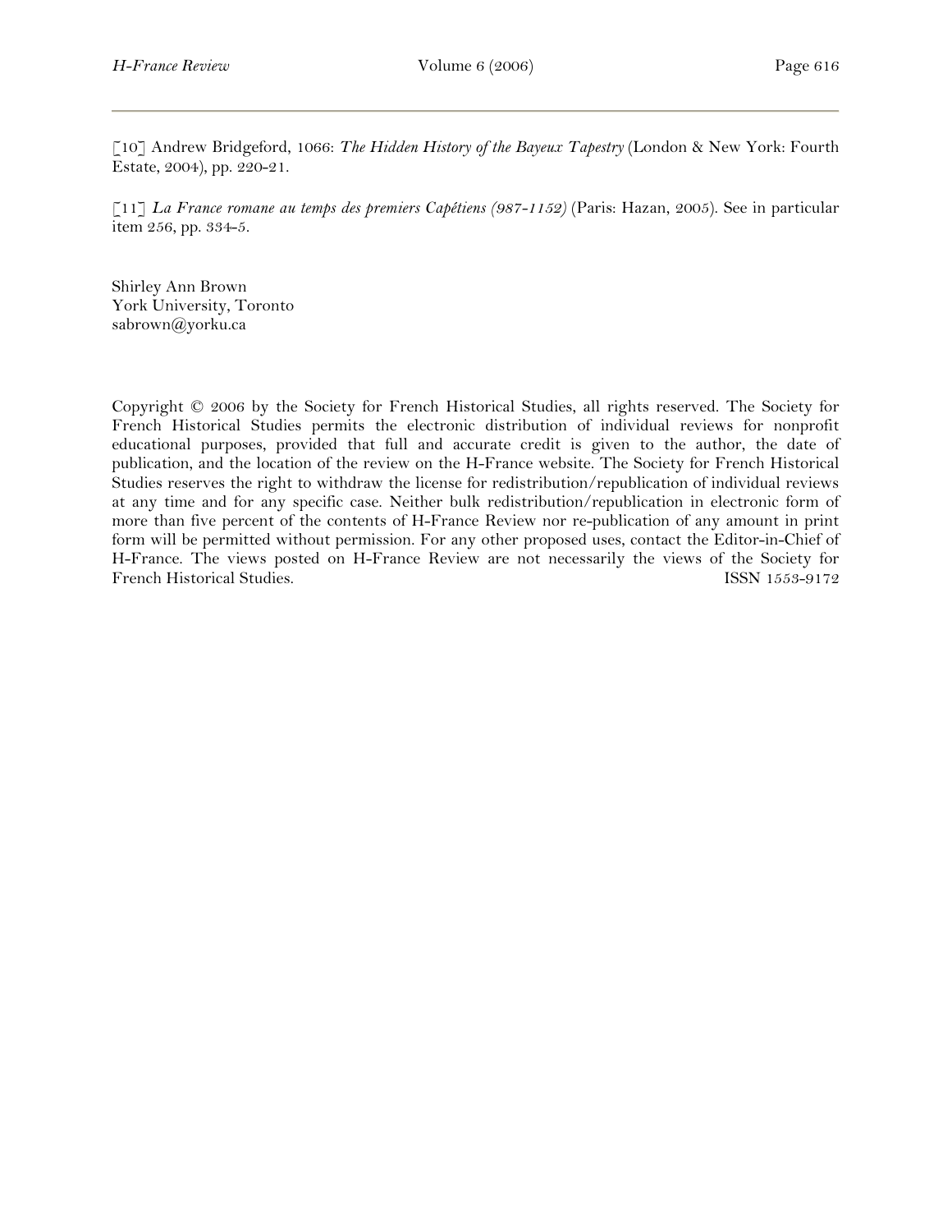[10] Andrew Bridgeford, 1066: *The Hidden History of the Bayeux Tapestry* (London & New York: Fourth Estate, 2004), pp. 220-21.

[11] *La France romane au temps des premiers Capétiens (987-1152)* (Paris: Hazan, 2005). See in particular item 256, pp. 334-5.

Shirley Ann Brown  
York University, Toronto  
sabrown@yorku.ca

Copyright © 2006 by the Society for French Historical Studies, all rights reserved. The Society for French Historical Studies permits the electronic distribution of individual reviews for nonprofit educational purposes, provided that full and accurate credit is given to the author, the date of publication, and the location of the review on the H-France website. The Society for French Historical Studies reserves the right to withdraw the license for redistribution/republication of individual reviews at any time and for any specific case. Neither bulk redistribution/republication in electronic form of more than five percent of the contents of H-France Review nor re-publication of any amount in print form will be permitted without permission. For any other proposed uses, contact the Editor-in-Chief of H-France. The views posted on H-France Review are not necessarily the views of the Society for French Historical Studies. ISSN 1553-9172